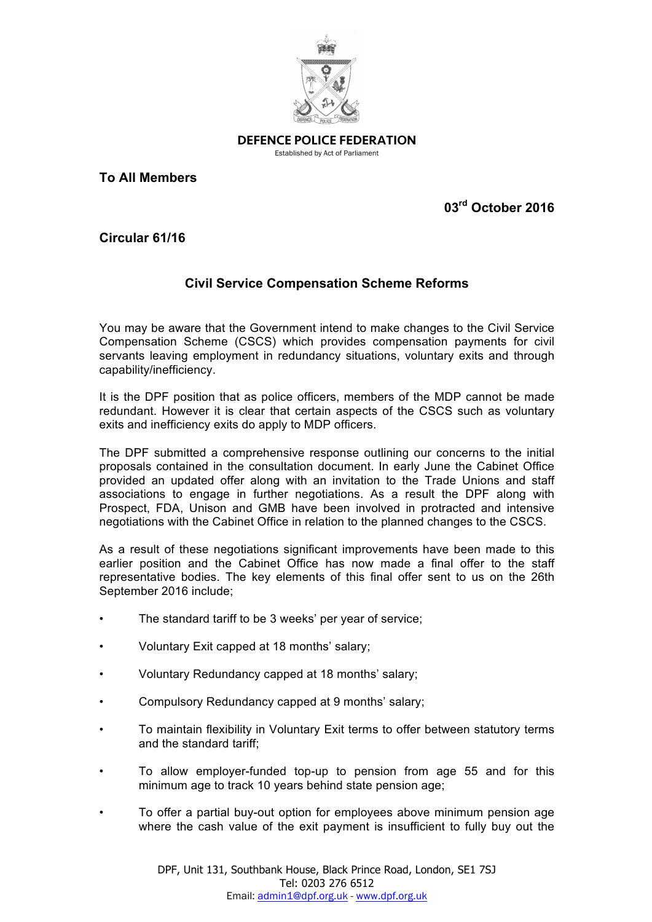**DEFENCE POLICE FEDERATION**

Established by Act of Parliament

**To All Members**

**03rd October 2016**

**Circular 61/16**

## Civil Service Compensation Scheme Reforms

You may be aware that the Government intend to make changes to the Civil Service Compensation Scheme (CSCS) which provides compensation payments for civil servants leaving employment in redundancy situations, voluntary exits and through capability/inefficiency.

It is the DPF position that as police officers, members of the MDP cannot be made redundant. However it is clear that certain aspects of the CSCS such as voluntary exits and inefficiency exits do apply to MDP officers.

The DPF submitted a comprehensive response outlining our concerns to the initial proposals contained in the consultation document. In early June the Cabinet Office provided an updated offer along with an invitation to the Trade Unions and staff associations to engage in further negotiations. As a result the DPF along with Prospect, FDA, Unison and GMB have been involved in protracted and intensive negotiations with the Cabinet Office in relation to the planned changes to the CSCS.

As a result of these negotiations significant improvements have been made to this earlier position and the Cabinet Office has now made a final offer to the staff representative bodies. The key elements of this final offer sent to us on the 26th September 2016 include;

- The standard tariff to be 3 weeks' per year of service;
- Voluntary Exit capped at 18 months' salary;
- Voluntary Redundancy capped at 18 months' salary;
- Compulsory Redundancy capped at 9 months' salary;
- To maintain flexibility in Voluntary Exit terms to offer between statutory terms and the standard tariff;
- To allow employer-funded top-up to pension from age 55 and for this minimum age to track 10 years behind state pension age;
- To offer a partial buy-out option for employees above minimum pension age where the cash value of the exit payment is insufficient to fully buy out the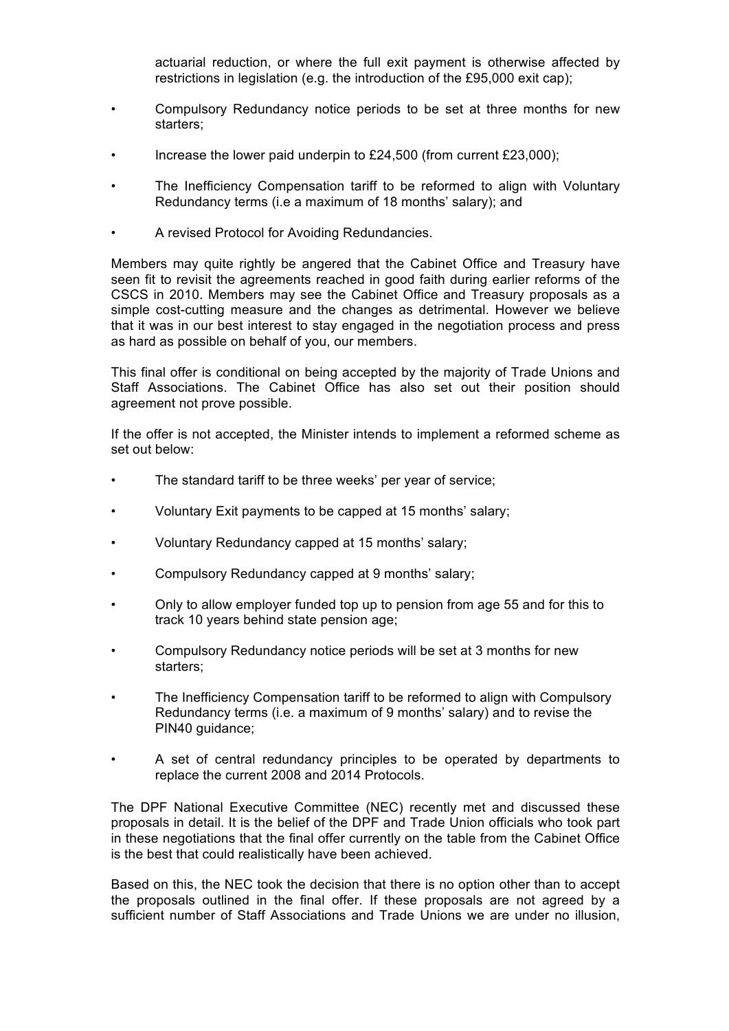actuarial reduction, or where the full exit payment is otherwise affected by restrictions in legislation (e.g. the introduction of the £95,000 exit cap);

- Compulsory Redundancy notice periods to be set at three months for new starters;
- Increase the lower paid underpin to £24,500 (from current £23,000);
- The Inefficiency Compensation tariff to be reformed to align with Voluntary Redundancy terms (i.e a maximum of 18 months' salary); and
- A revised Protocol for Avoiding Redundancies.

Members may quite rightly be angered that the Cabinet Office and Treasury have seen fit to revisit the agreements reached in good faith during earlier reforms of the CSCS in 2010. Members may see the Cabinet Office and Treasury proposals as a simple cost-cutting measure and the changes as detrimental. However we believe that it was in our best interest to stay engaged in the negotiation process and press as hard as possible on behalf of you, our members.

This final offer is conditional on being accepted by the majority of Trade Unions and Staff Associations. The Cabinet Office has also set out their position should agreement not prove possible.

If the offer is not accepted, the Minister intends to implement a reformed scheme as set out below:

- The standard tariff to be three weeks' per year of service;
- Voluntary Exit payments to be capped at 15 months' salary;
- Voluntary Redundancy capped at 15 months' salary;
- Compulsory Redundancy capped at 9 months' salary;
- Only to allow employer funded top up to pension from age 55 and for this to track 10 years behind state pension age;
- Compulsory Redundancy notice periods will be set at 3 months for new starters;
- The Inefficiency Compensation tariff to be reformed to align with Compulsory Redundancy terms (i.e. a maximum of 9 months' salary) and to revise the PIN40 guidance;
- A set of central redundancy principles to be operated by departments to replace the current 2008 and 2014 Protocols.

The DPF National Executive Committee (NEC) recently met and discussed these proposals in detail. It is the belief of the DPF and Trade Union officials who took part in these negotiations that the final offer currently on the table from the Cabinet Office is the best that could realistically have been achieved.

Based on this, the NEC took the decision that there is no option other than to accept the proposals outlined in the final offer. If these proposals are not agreed by a sufficient number of Staff Associations and Trade Unions we are under no illusion,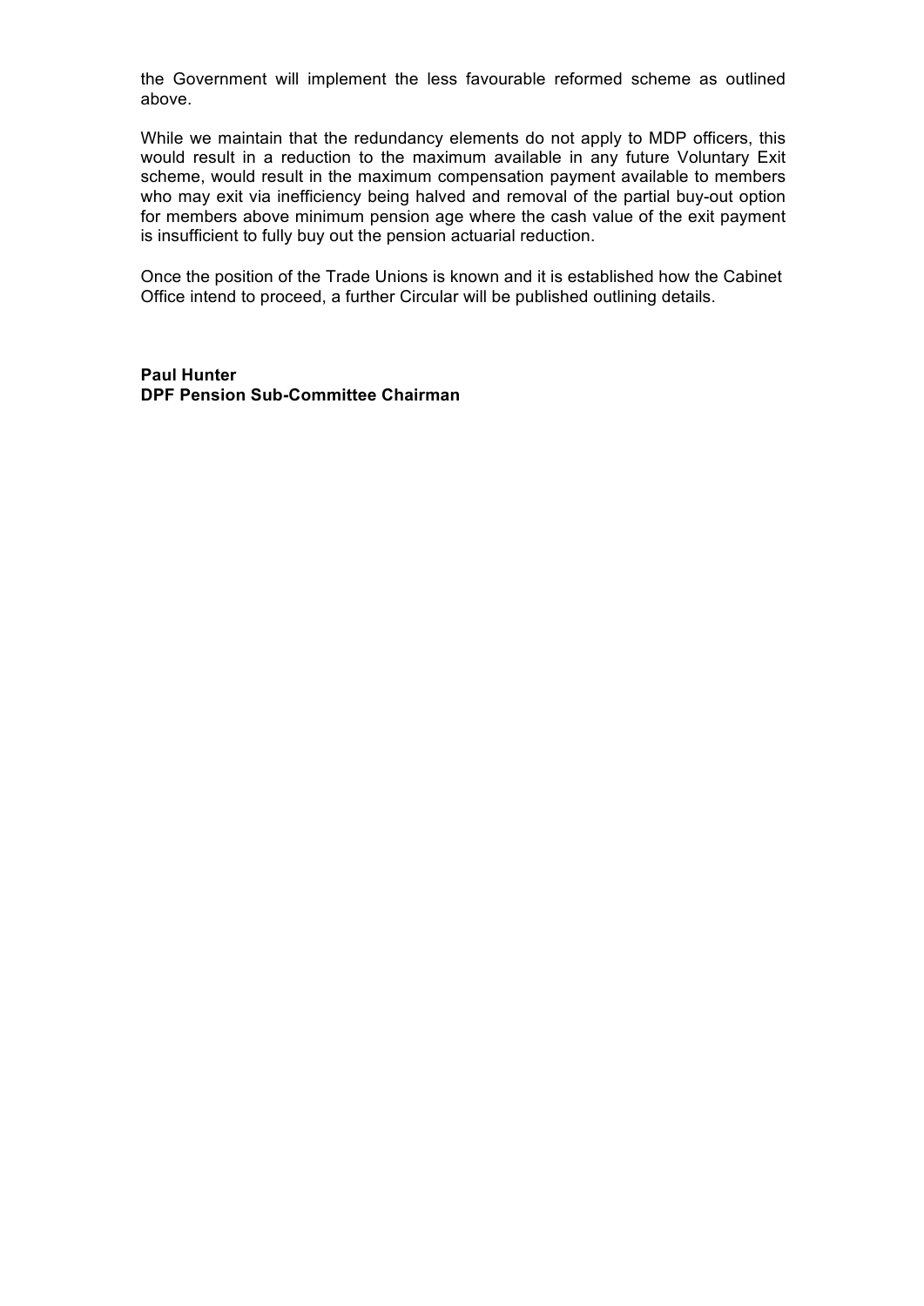the Government will implement the less favourable reformed scheme as outlined above.

While we maintain that the redundancy elements do not apply to MDP officers, this would result in a reduction to the maximum available in any future Voluntary Exit scheme, would result in the maximum compensation payment available to members who may exit via inefficiency being halved and removal of the partial buy-out option for members above minimum pension age where the cash value of the exit payment is insufficient to fully buy out the pension actuarial reduction.

Once the position of the Trade Unions is known and it is established how the Cabinet Office intend to proceed, a further Circular will be published outlining details.

**Paul Hunter**
**DPF Pension Sub-Committee Chairman**